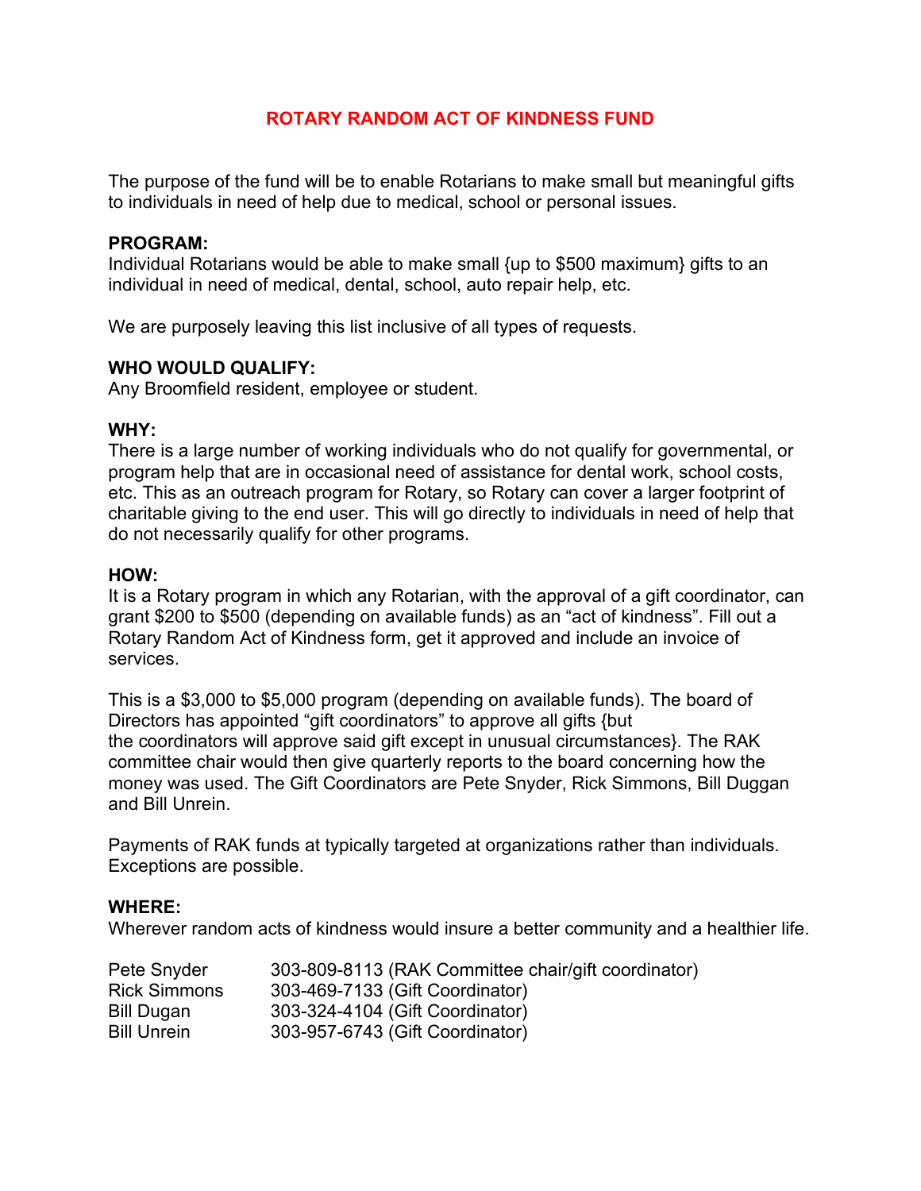# ROTARY RANDOM ACT OF KINDNESS FUND

The purpose of the fund will be to enable Rotarians to make small but meaningful gifts to individuals in need of help due to medical, school or personal issues.

**PROGRAM:**
Individual Rotarians would be able to make small {up to $500 maximum} gifts to an individual in need of medical, dental, school, auto repair help, etc.

We are purposely leaving this list inclusive of all types of requests.

**WHO WOULD QUALIFY:**
Any Broomfield resident, employee or student.

**WHY:**
There is a large number of working individuals who do not qualify for governmental, or program help that are in occasional need of assistance for dental work, school costs, etc. This as an outreach program for Rotary, so Rotary can cover a larger footprint of charitable giving to the end user. This will go directly to individuals in need of help that do not necessarily qualify for other programs.

**HOW:**
It is a Rotary program in which any Rotarian, with the approval of a gift coordinator, can grant $200 to $500 (depending on available funds) as an "act of kindness". Fill out a Rotary Random Act of Kindness form, get it approved and include an invoice of services.

This is a $3,000 to $5,000 program (depending on available funds). The board of Directors has appointed "gift coordinators" to approve all gifts {but the coordinators will approve said gift except in unusual circumstances}. The RAK committee chair would then give quarterly reports to the board concerning how the money was used. The Gift Coordinators are Pete Snyder, Rick Simmons, Bill Duggan and Bill Unrein.

Payments of RAK funds at typically targeted at organizations rather than individuals. Exceptions are possible.

**WHERE:**
Wherever random acts of kindness would insure a better community and a healthier life.

| | |
|---|---|
| Pete Snyder | 303-809-8113 (RAK Committee chair/gift coordinator) |
| Rick Simmons | 303-469-7133 (Gift Coordinator) |
| Bill Dugan | 303-324-4104 (Gift Coordinator) |
| Bill Unrein | 303-957-6743 (Gift Coordinator) |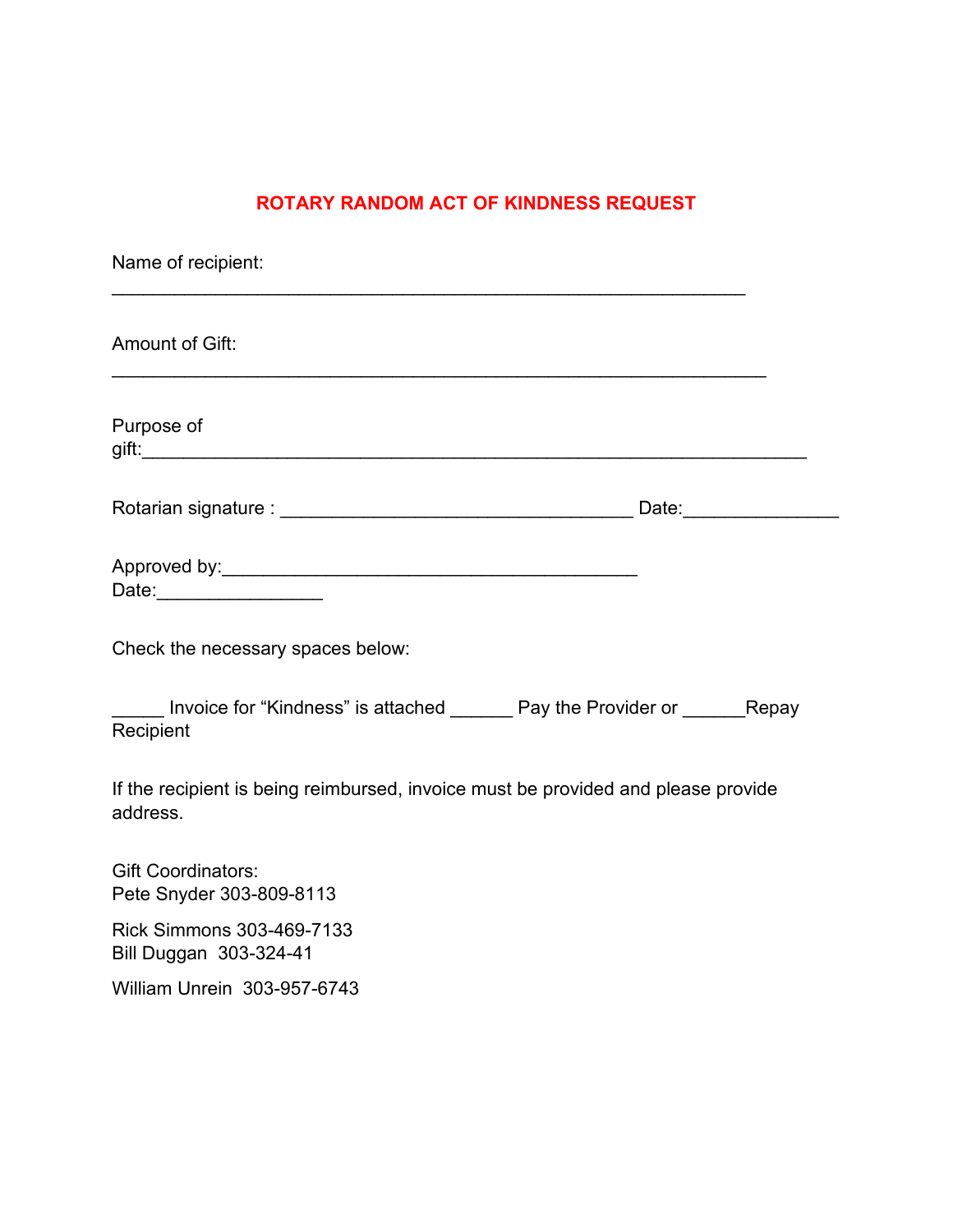**ROTARY RANDOM ACT OF KINDNESS REQUEST**

Name of recipient:
_____________________________________________________________

Amount of Gift:
_______________________________________________________________

Purpose of
gift:________________________________________________________________

Rotarian signature : __________________________________ Date:_______________

Approved by:________________________________________
Date:________________

Check the necessary spaces below:

_____ Invoice for "Kindness" is attached ______ Pay the Provider or ______Repay Recipient

If the recipient is being reimbursed, invoice must be provided and please provide address.

Gift Coordinators:
Pete Snyder 303-809-8113

Rick Simmons 303-469-7133
Bill Duggan 303-324-41

William Unrein 303-957-6743